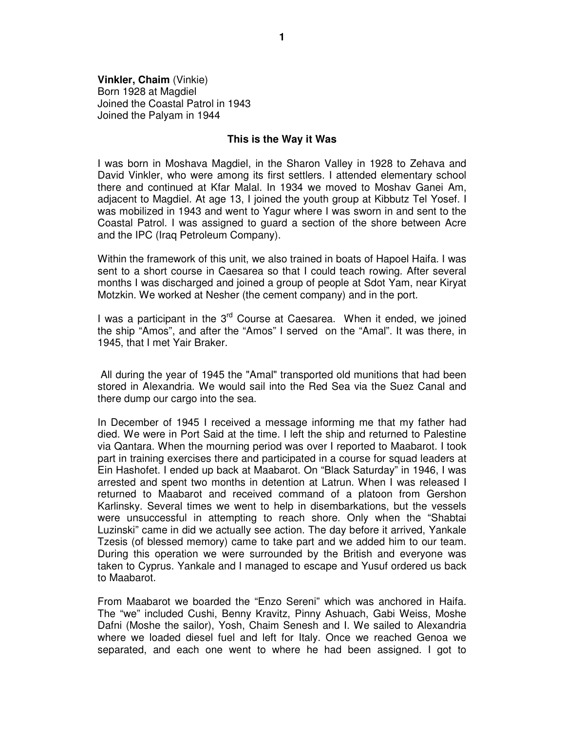**Vinkler, Chaim** (Vinkie)
Born 1928 at Magdiel
Joined the Coastal Patrol in 1943
Joined the Palyam in 1944

## This is the Way it Was

I was born in Moshava Magdiel, in the Sharon Valley in 1928 to Zehava and David Vinkler, who were among its first settlers. I attended elementary school there and continued at Kfar Malal. In 1934 we moved to Moshav Ganei Am, adjacent to Magdiel. At age 13, I joined the youth group at Kibbutz Tel Yosef. I was mobilized in 1943 and went to Yagur where I was sworn in and sent to the Coastal Patrol. I was assigned to guard a section of the shore between Acre and the IPC (Iraq Petroleum Company).

Within the framework of this unit, we also trained in boats of Hapoel Haifa. I was sent to a short course in Caesarea so that I could teach rowing. After several months I was discharged and joined a group of people at Sdot Yam, near Kiryat Motzkin. We worked at Nesher (the cement company) and in the port.

I was a participant in the 3rd Course at Caesarea. When it ended, we joined the ship "Amos", and after the "Amos" I served on the "Amal". It was there, in 1945, that I met Yair Braker.

All during the year of 1945 the "Amal" transported old munitions that had been stored in Alexandria. We would sail into the Red Sea via the Suez Canal and there dump our cargo into the sea.

In December of 1945 I received a message informing me that my father had died. We were in Port Said at the time. I left the ship and returned to Palestine via Qantara. When the mourning period was over I reported to Maabarot. I took part in training exercises there and participated in a course for squad leaders at Ein Hashofet. I ended up back at Maabarot. On "Black Saturday" in 1946, I was arrested and spent two months in detention at Latrun. When I was released I returned to Maabarot and received command of a platoon from Gershon Karlinsky. Several times we went to help in disembarkations, but the vessels were unsuccessful in attempting to reach shore. Only when the "Shabtai Luzinski" came in did we actually see action. The day before it arrived, Yankale Tzesis (of blessed memory) came to take part and we added him to our team. During this operation we were surrounded by the British and everyone was taken to Cyprus. Yankale and I managed to escape and Yusuf ordered us back to Maabarot.

From Maabarot we boarded the "Enzo Sereni" which was anchored in Haifa. The "we" included Cushi, Benny Kravitz, Pinny Ashuach, Gabi Weiss, Moshe Dafni (Moshe the sailor), Yosh, Chaim Senesh and I. We sailed to Alexandria where we loaded diesel fuel and left for Italy. Once we reached Genoa we separated, and each one went to where he had been assigned. I got to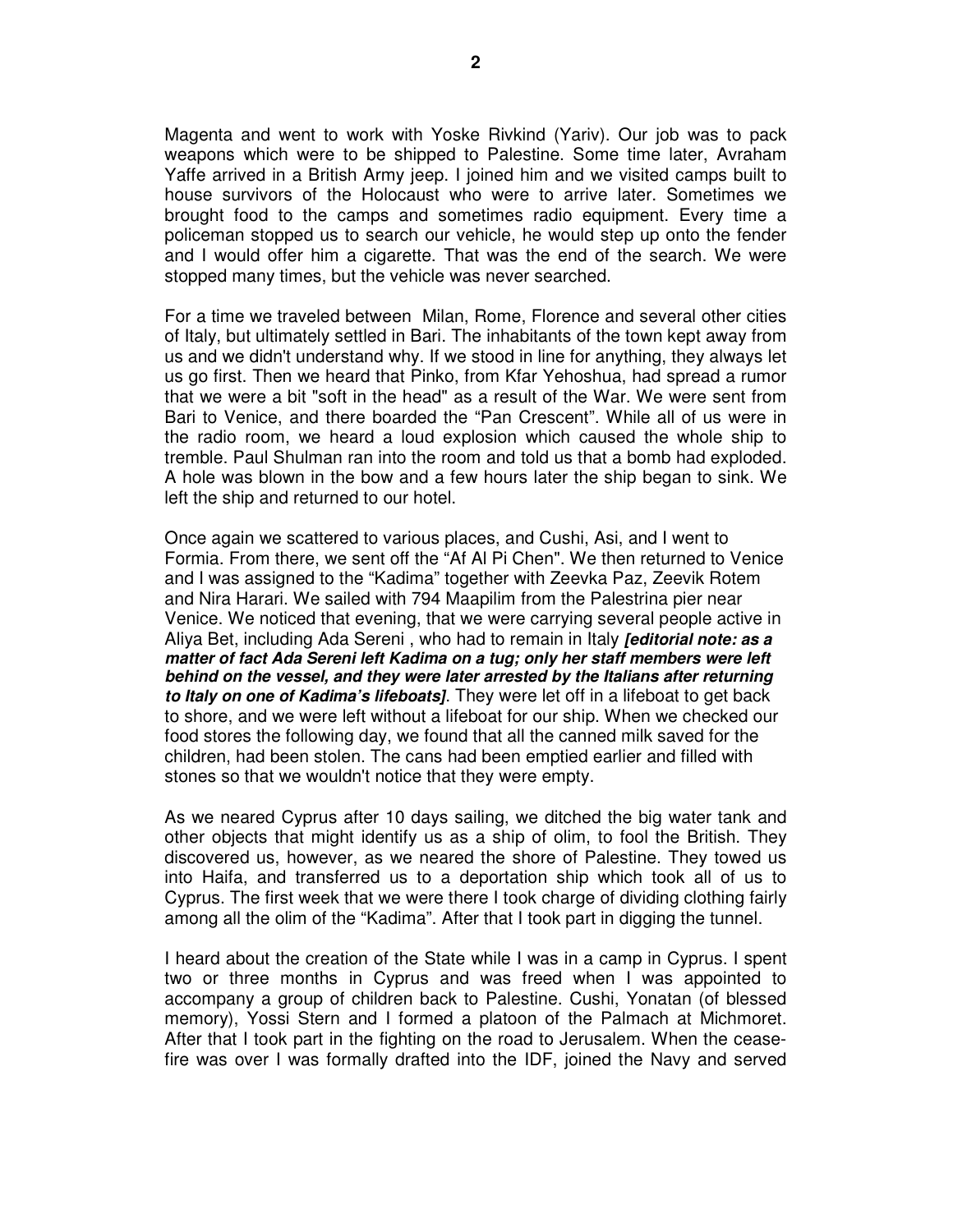Magenta and went to work with Yoske Rivkind (Yariv). Our job was to pack weapons which were to be shipped to Palestine. Some time later, Avraham Yaffe arrived in a British Army jeep. I joined him and we visited camps built to house survivors of the Holocaust who were to arrive later. Sometimes we brought food to the camps and sometimes radio equipment. Every time a policeman stopped us to search our vehicle, he would step up onto the fender and I would offer him a cigarette. That was the end of the search. We were stopped many times, but the vehicle was never searched.

For a time we traveled between Milan, Rome, Florence and several other cities of Italy, but ultimately settled in Bari. The inhabitants of the town kept away from us and we didn't understand why. If we stood in line for anything, they always let us go first. Then we heard that Pinko, from Kfar Yehoshua, had spread a rumor that we were a bit "soft in the head" as a result of the War. We were sent from Bari to Venice, and there boarded the "Pan Crescent". While all of us were in the radio room, we heard a loud explosion which caused the whole ship to tremble. Paul Shulman ran into the room and told us that a bomb had exploded. A hole was blown in the bow and a few hours later the ship began to sink. We left the ship and returned to our hotel.

Once again we scattered to various places, and Cushi, Asi, and I went to Formia. From there, we sent off the "Af Al Pi Chen". We then returned to Venice and I was assigned to the "Kadima" together with Zeevka Paz, Zeevik Rotem and Nira Harari. We sailed with 794 Maapilim from the Palestrina pier near Venice. We noticed that evening, that we were carrying several people active in Aliya Bet, including Ada Sereni , who had to remain in Italy ***[editorial note: as a matter of fact Ada Sereni left Kadima on a tug; only her staff members were left behind on the vessel, and they were later arrested by the Italians after returning to Italy on one of Kadima's lifeboats]***. They were let off in a lifeboat to get back to shore, and we were left without a lifeboat for our ship. When we checked our food stores the following day, we found that all the canned milk saved for the children, had been stolen. The cans had been emptied earlier and filled with stones so that we wouldn't notice that they were empty.

As we neared Cyprus after 10 days sailing, we ditched the big water tank and other objects that might identify us as a ship of olim, to fool the British. They discovered us, however, as we neared the shore of Palestine. They towed us into Haifa, and transferred us to a deportation ship which took all of us to Cyprus. The first week that we were there I took charge of dividing clothing fairly among all the olim of the "Kadima". After that I took part in digging the tunnel.

I heard about the creation of the State while I was in a camp in Cyprus. I spent two or three months in Cyprus and was freed when I was appointed to accompany a group of children back to Palestine. Cushi, Yonatan (of blessed memory), Yossi Stern and I formed a platoon of the Palmach at Michmoret. After that I took part in the fighting on the road to Jerusalem. When the cease-fire was over I was formally drafted into the IDF, joined the Navy and served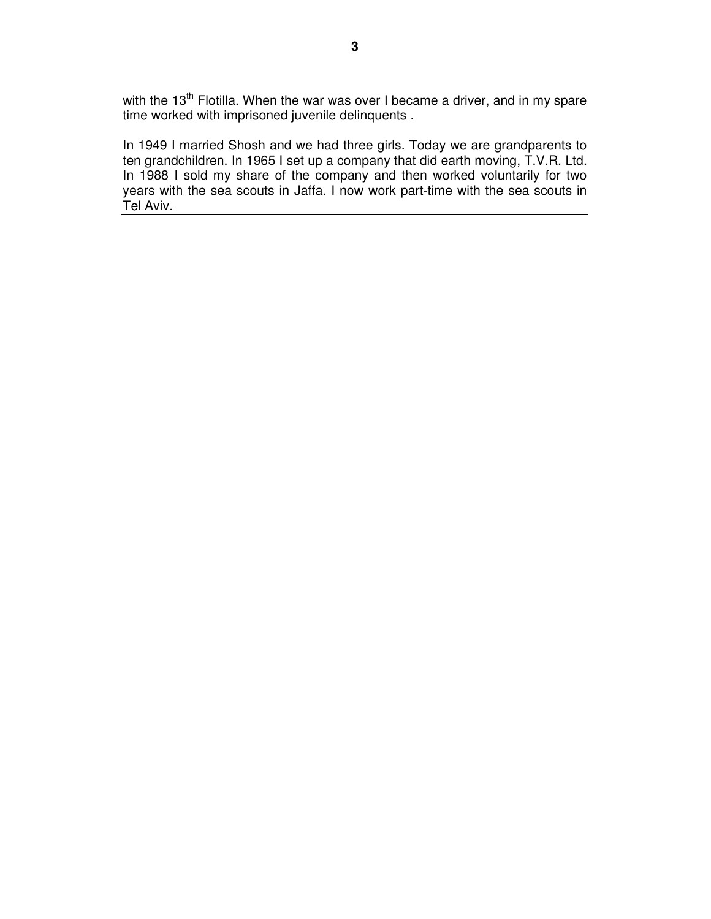with the 13th Flotilla. When the war was over I became a driver, and in my spare time worked with imprisoned juvenile delinquents .

In 1949 I married Shosh and we had three girls. Today we are grandparents to ten grandchildren. In 1965 I set up a company that did earth moving, T.V.R. Ltd. In 1988 I sold my share of the company and then worked voluntarily for two years with the sea scouts in Jaffa. I now work part-time with the sea scouts in Tel Aviv.